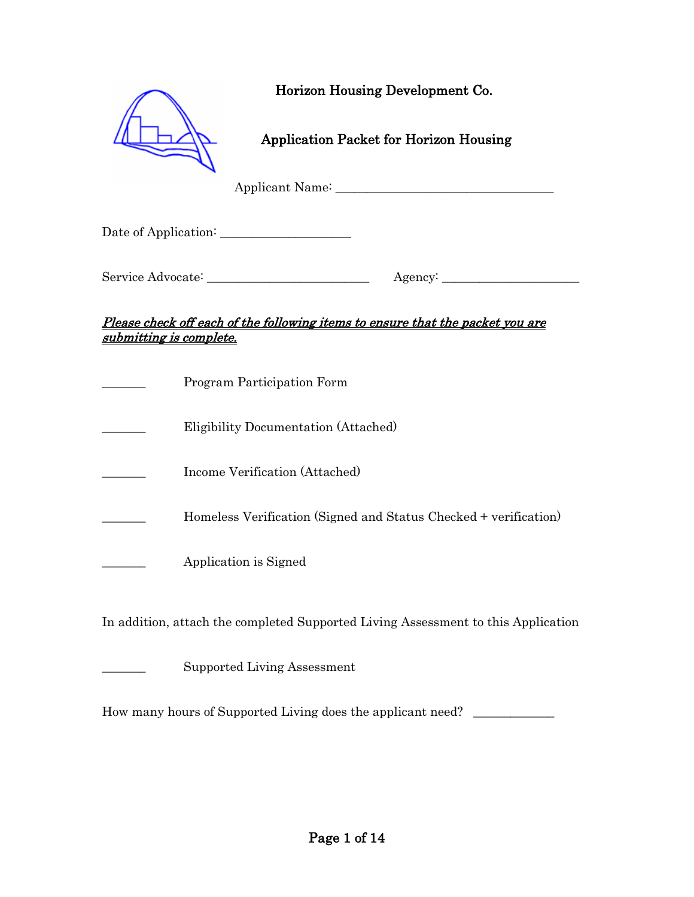# Horizon Housing Development Co.

## Application Packet for Horizon Housing

Applicant Name: ___________________________________

Date of Application: _____________________

Service Advocate: __________________________ Agency: ______________________

***Please check off each of the following items to ensure that the packet you are submitting is complete.***

_______ Program Participation Form

_______ Eligibility Documentation (Attached)

_______ Income Verification (Attached)

_______ Homeless Verification (Signed and Status Checked + verification)

_______ Application is Signed

In addition, attach the completed Supported Living Assessment to this Application

_______ Supported Living Assessment

How many hours of Supported Living does the applicant need? _____________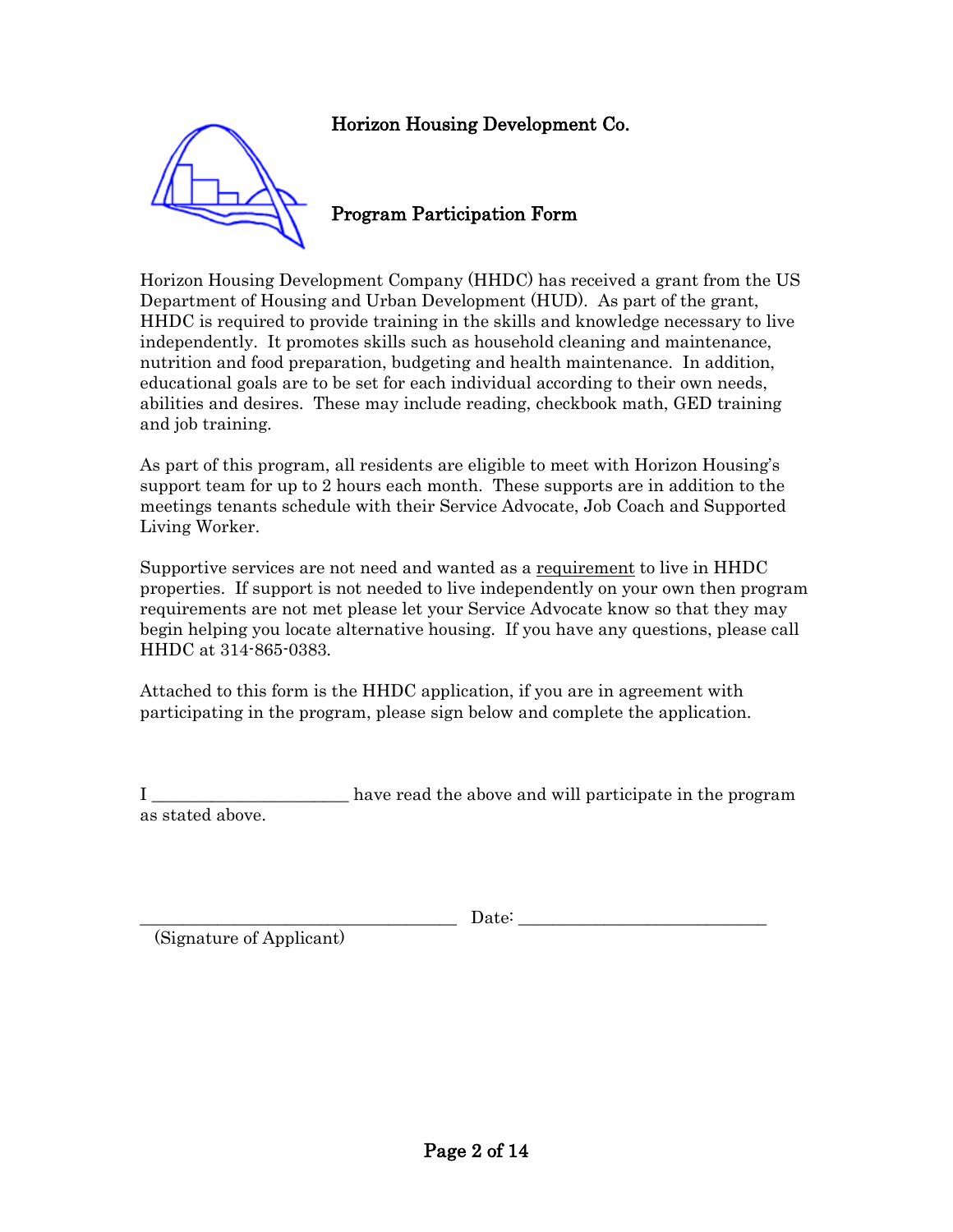# Horizon Housing Development Co.

## Program Participation Form

Horizon Housing Development Company (HHDC) has received a grant from the US Department of Housing and Urban Development (HUD). As part of the grant, HHDC is required to provide training in the skills and knowledge necessary to live independently. It promotes skills such as household cleaning and maintenance, nutrition and food preparation, budgeting and health maintenance. In addition, educational goals are to be set for each individual according to their own needs, abilities and desires. These may include reading, checkbook math, GED training and job training.

As part of this program, all residents are eligible to meet with Horizon Housing's support team for up to 2 hours each month. These supports are in addition to the meetings tenants schedule with their Service Advocate, Job Coach and Supported Living Worker.

Supportive services are not need and wanted as a <u>requirement</u> to live in HHDC properties. If support is not needed to live independently on your own then program requirements are not met please let your Service Advocate know so that they may begin helping you locate alternative housing. If you have any questions, please call HHDC at 314-865-0383.

Attached to this form is the HHDC application, if you are in agreement with participating in the program, please sign below and complete the application.

I ______________________ have read the above and will participate in the program as stated above.

____________________________________ Date: ____________________________
(Signature of Applicant)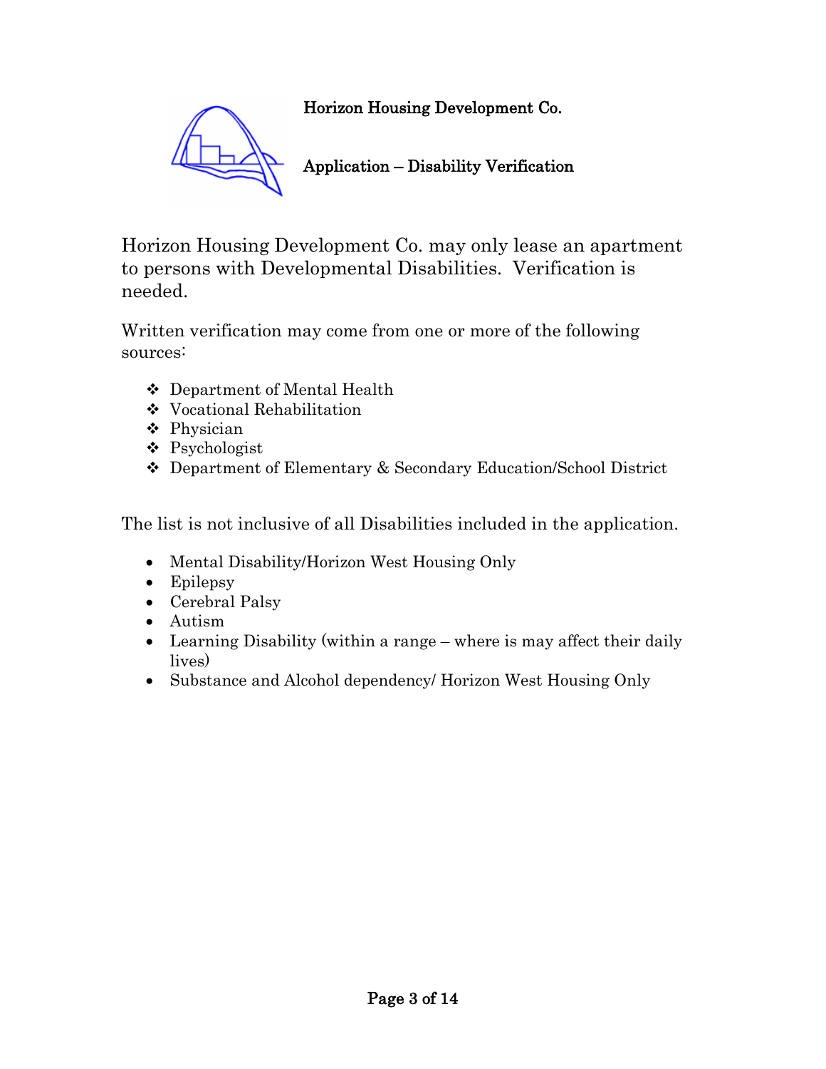**Horizon Housing Development Co.**

**Application – Disability Verification**

Horizon Housing Development Co. may only lease an apartment to persons with Developmental Disabilities. Verification is needed.

Written verification may come from one or more of the following sources:

- Department of Mental Health
- Vocational Rehabilitation
- Physician
- Psychologist
- Department of Elementary & Secondary Education/School District

The list is not inclusive of all Disabilities included in the application.

- Mental Disability/Horizon West Housing Only
- Epilepsy
- Cerebral Palsy
- Autism
- Learning Disability (within a range – where is may affect their daily lives)
- Substance and Alcohol dependency/ Horizon West Housing Only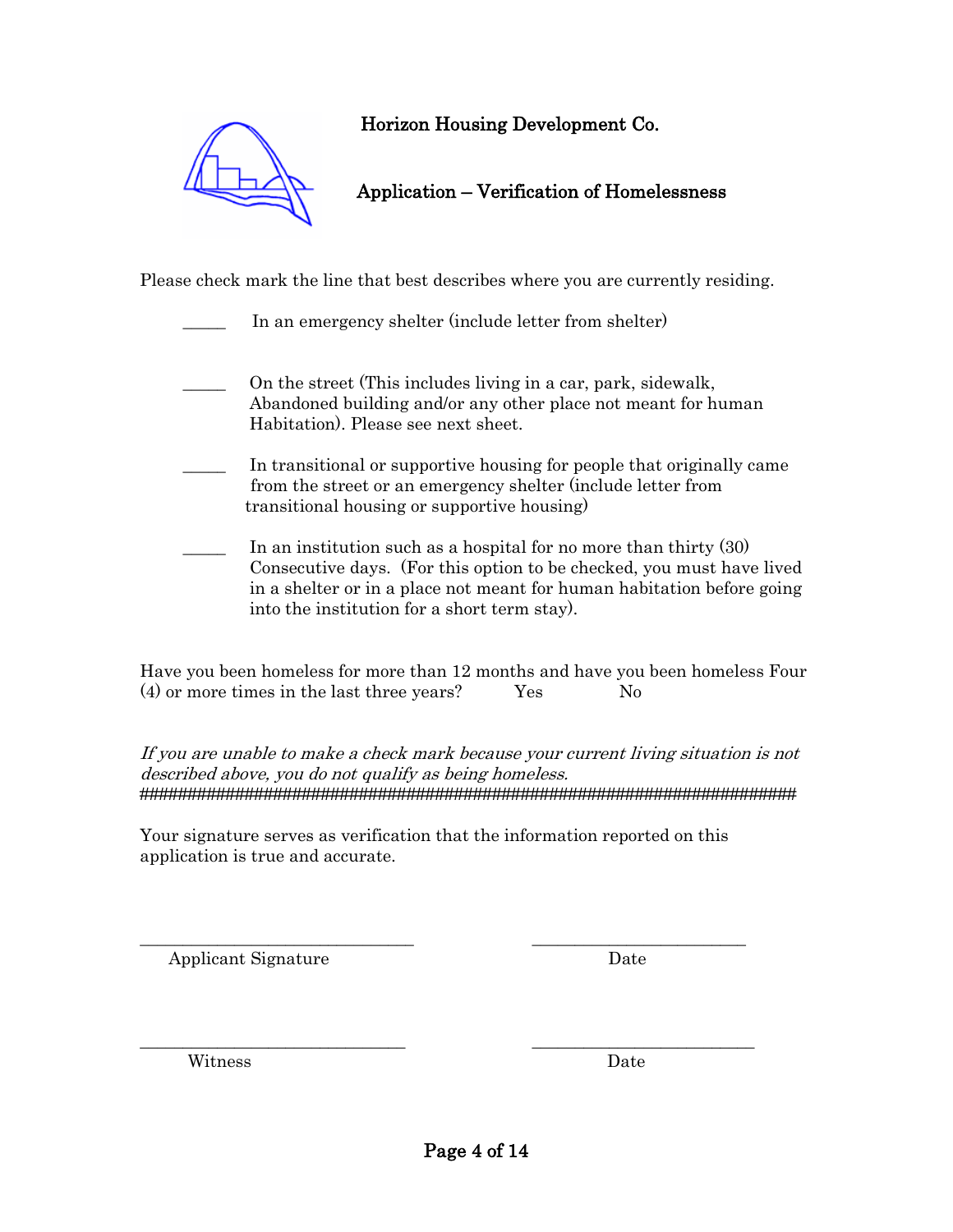# Horizon Housing Development Co.

## Application – Verification of Homelessness

Please check mark the line that best describes where you are currently residing.

_____ In an emergency shelter (include letter from shelter)

_____ On the street (This includes living in a car, park, sidewalk, Abandoned building and/or any other place not meant for human Habitation). Please see next sheet.

_____ In transitional or supportive housing for people that originally came from the street or an emergency shelter (include letter from transitional housing or supportive housing)

_____ In an institution such as a hospital for no more than thirty (30) Consecutive days. (For this option to be checked, you must have lived in a shelter or in a place not meant for human habitation before going into the institution for a short term stay).

Have you been homeless for more than 12 months and have you been homeless Four (4) or more times in the last three years? Yes No

*If you are unable to make a check mark because your current living situation is not described above, you do not qualify as being homeless.*

##############################################################################

Your signature serves as verification that the information reported on this application is true and accurate.

_______________________________ _______________________

Applicant Signature Date

_______________________________ _______________________

Witness Date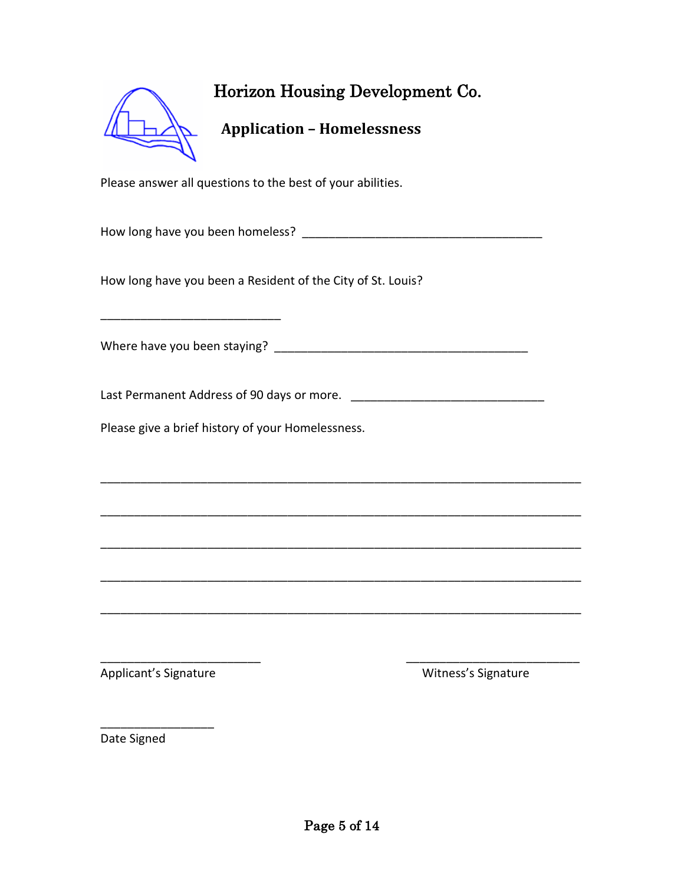# Horizon Housing Development Co.

## Application – Homelessness

Please answer all questions to the best of your abilities.

How long have you been homeless? ____________________________________

How long have you been a Resident of the City of St. Louis?

___________________________

Where have you been staying? ______________________________________

Last Permanent Address of 90 days or more. _____________________________

Please give a brief history of your Homelessness.

________________________________________________________________________

________________________________________________________________________

________________________________________________________________________

________________________________________________________________________

________________________________________________________________________

________________________ ________________________

Applicant's Signature Witness's Signature

_________________

Date Signed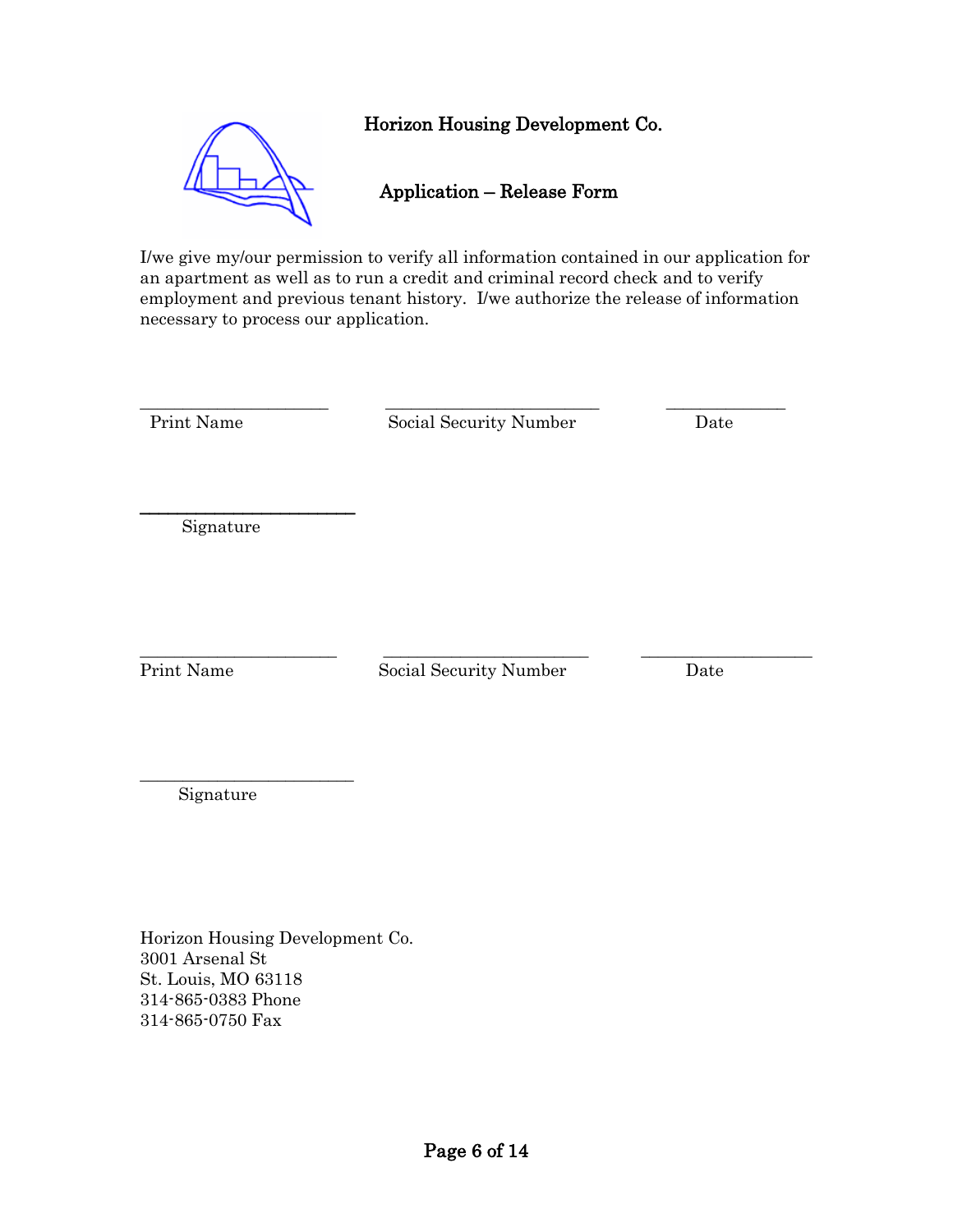# Horizon Housing Development Co.

## Application – Release Form

I/we give my/our permission to verify all information contained in our application for an apartment as well as to run a credit and criminal record check and to verify employment and previous tenant history. I/we authorize the release of information necessary to process our application.

\_\_\_\_\_\_\_\_\_\_\_\_\_\_\_\_\_\_\_\_\_\_ \_\_\_\_\_\_\_\_\_\_\_\_\_\_\_\_\_\_\_\_\_\_\_\_\_ \_\_\_\_\_\_\_\_\_\_\_\_\_\_
Print Name Social Security Number Date

\_\_\_\_\_\_\_\_\_\_\_\_\_\_\_\_\_\_\_\_\_\_\_\_\_
Signature

\_\_\_\_\_\_\_\_\_\_\_\_\_\_\_\_\_\_\_\_\_\_\_ \_\_\_\_\_\_\_\_\_\_\_\_\_\_\_\_\_\_\_\_\_\_\_\_ \_\_\_\_\_\_\_\_\_\_\_\_\_\_\_\_\_\_\_\_
Print Name Social Security Number Date

\_\_\_\_\_\_\_\_\_\_\_\_\_\_\_\_\_\_\_\_\_\_\_\_\_
Signature

Horizon Housing Development Co.
3001 Arsenal St
St. Louis, MO 63118
314-865-0383 Phone
314-865-0750 Fax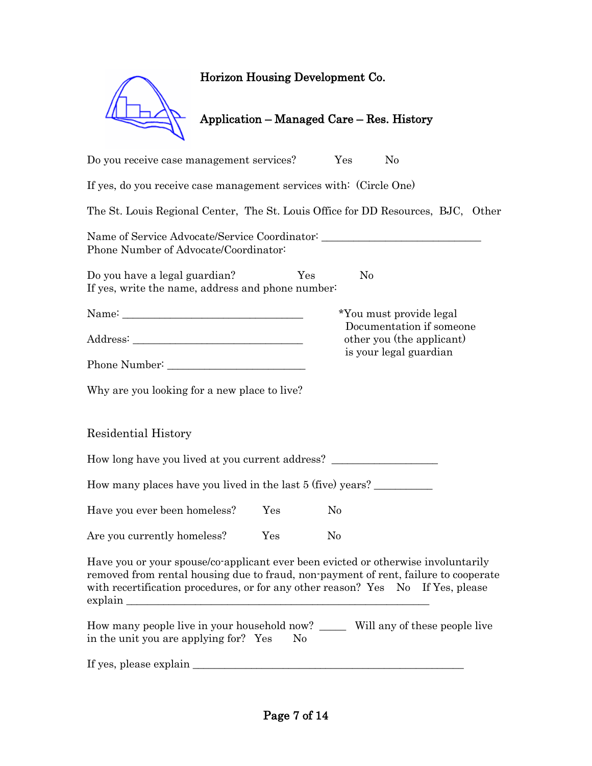# Horizon Housing Development Co.

## Application – Managed Care – Res. History

Do you receive case management services? Yes No

If yes, do you receive case management services with: (Circle One)

The St. Louis Regional Center, The St. Louis Office for DD Resources, BJC, Other

Name of Service Advocate/Service Coordinator: ______________________________
Phone Number of Advocate/Coordinator:

Do you have a legal guardian? Yes No
If yes, write the name, address and phone number:

Name: _________________________________

Address: _______________________________

Phone Number: _________________________

*You must provide legal Documentation if someone other you (the applicant) is your legal guardian

Why are you looking for a new place to live?

Residential History

How long have you lived at you current address? ____________________

How many places have you lived in the last 5 (five) years? ___________

Have you ever been homeless? Yes No

Are you currently homeless? Yes No

Have you or your spouse/co-applicant ever been evicted or otherwise involuntarily removed from rental housing due to fraud, non-payment of rent, failure to cooperate with recertification procedures, or for any other reason? Yes No If Yes, please explain _________________________________________________________

How many people live in your household now? _____ Will any of these people live in the unit you are applying for? Yes No

If yes, please explain ____________________________________________________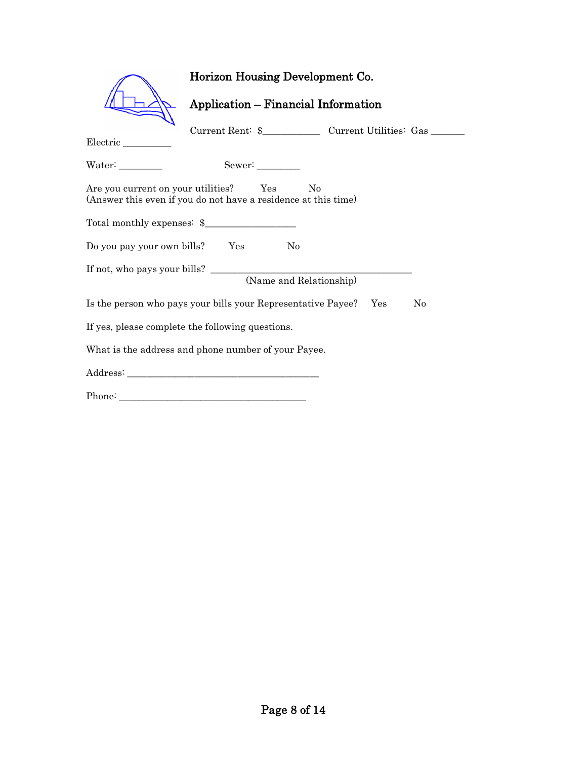# Horizon Housing Development Co.

## Application – Financial Information

Current Rent: $___________ Current Utilities: Gas _______

Electric __________

Water: _________ Sewer: _________

Are you current on your utilities? Yes No
(Answer this even if you do not have a residence at this time)

Total monthly expenses: $__________________

Do you pay your own bills? Yes No

If not, who pays your bills? _________________________________________
(Name and Relationship)

Is the person who pays your bills your Representative Payee? Yes No

If yes, please complete the following questions.

What is the address and phone number of your Payee.

Address: _______________________________________

Phone: ______________________________________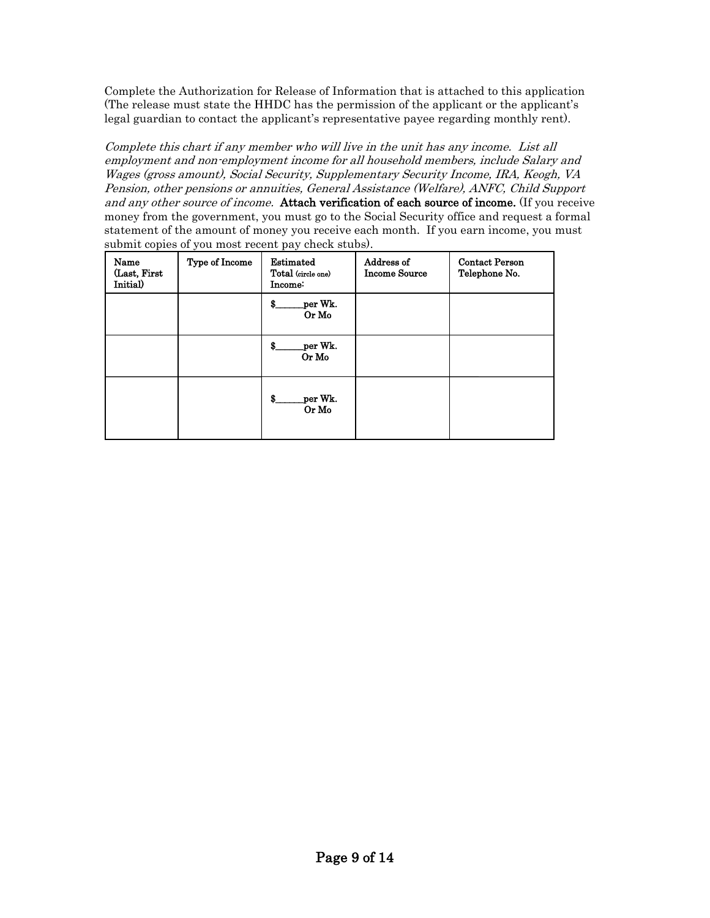Complete the Authorization for Release of Information that is attached to this application (The release must state the HHDC has the permission of the applicant or the applicant's legal guardian to contact the applicant's representative payee regarding monthly rent).

*Complete this chart if any member who will live in the unit has any income. List all employment and non-employment income for all household members, include Salary and Wages (gross amount), Social Security, Supplementary Security Income, IRA, Keogh, VA Pension, other pensions or annuities, General Assistance (Welfare), ANFC, Child Support and any other source of income.* **Attach verification of each source of income.** (If you receive money from the government, you must go to the Social Security office and request a formal statement of the amount of money you receive each month. If you earn income, you must submit copies of you most recent pay check stubs).

| Name (Last, First Initial) | Type of Income | Estimated Total (circle one) Income: | Address of Income Source | Contact Person Telephone No. |
|---|---|---|---|---|
| | | $______per Wk. Or Mo | | |
| | | $______per Wk. Or Mo | | |
| | | $______per Wk. Or Mo | | |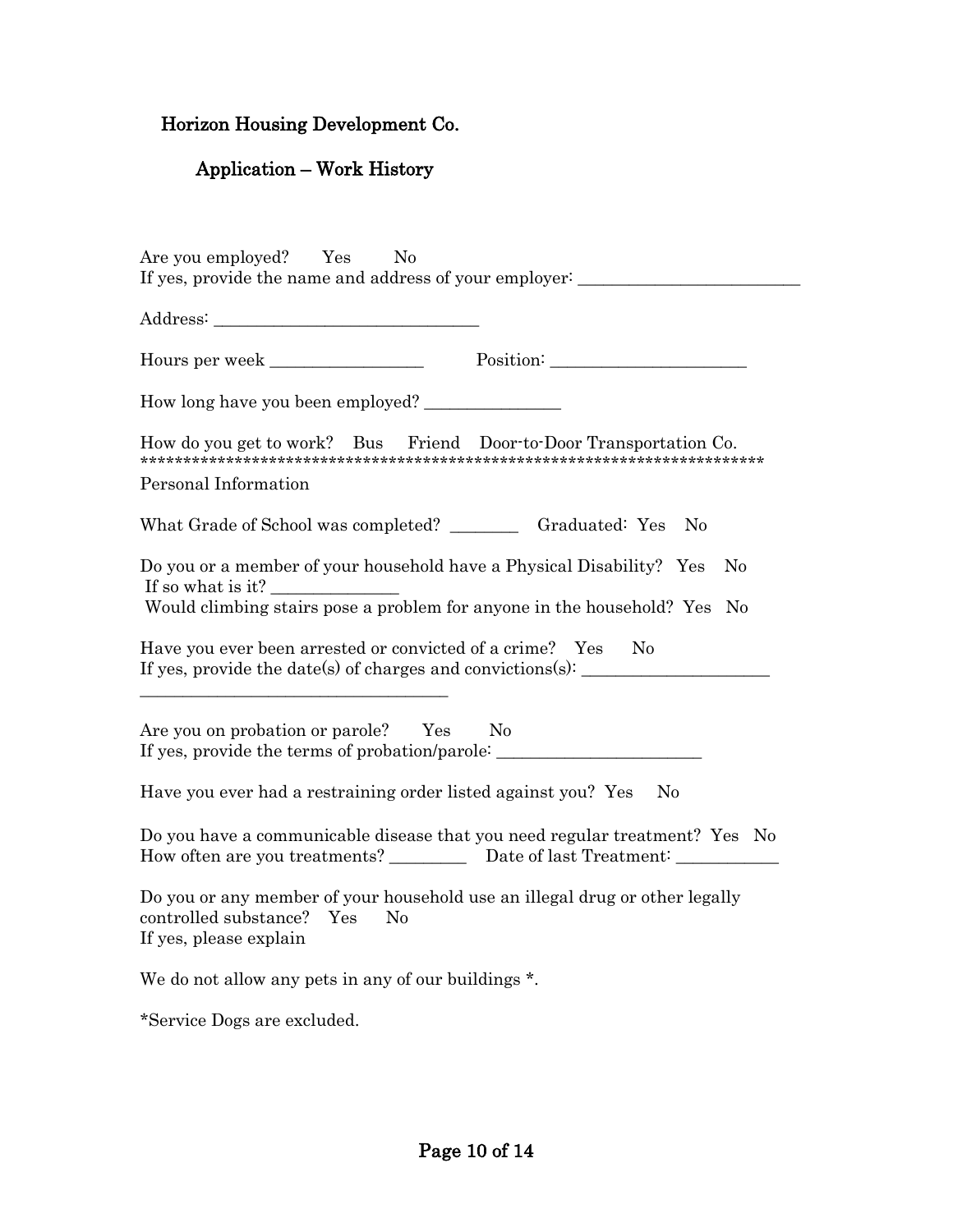# Horizon Housing Development Co.

## Application – Work History

Are you employed? Yes No
If yes, provide the name and address of your employer: ___________________________

Address: ________________________________

Hours per week __________________ Position: ________________________

How long have you been employed? ________________

How do you get to work? Bus Friend Door-to-Door Transportation Co.
****************************************************************************

Personal Information

What Grade of School was completed? ________ Graduated: Yes No

Do you or a member of your household have a Physical Disability? Yes No
If so what is it? ______________
Would climbing stairs pose a problem for anyone in the household? Yes No

Have you ever been arrested or convicted of a crime? Yes No
If yes, provide the date(s) of charges and convictions(s): ______________________
_____________________________________

Are you on probation or parole? Yes No
If yes, provide the terms of probation/parole: ________________________

Have you ever had a restraining order listed against you? Yes No

Do you have a communicable disease that you need regular treatment? Yes No
How often are you treatments? _________ Date of last Treatment: ____________

Do you or any member of your household use an illegal drug or other legally controlled substance? Yes No
If yes, please explain

We do not allow any pets in any of our buildings *.

*Service Dogs are excluded.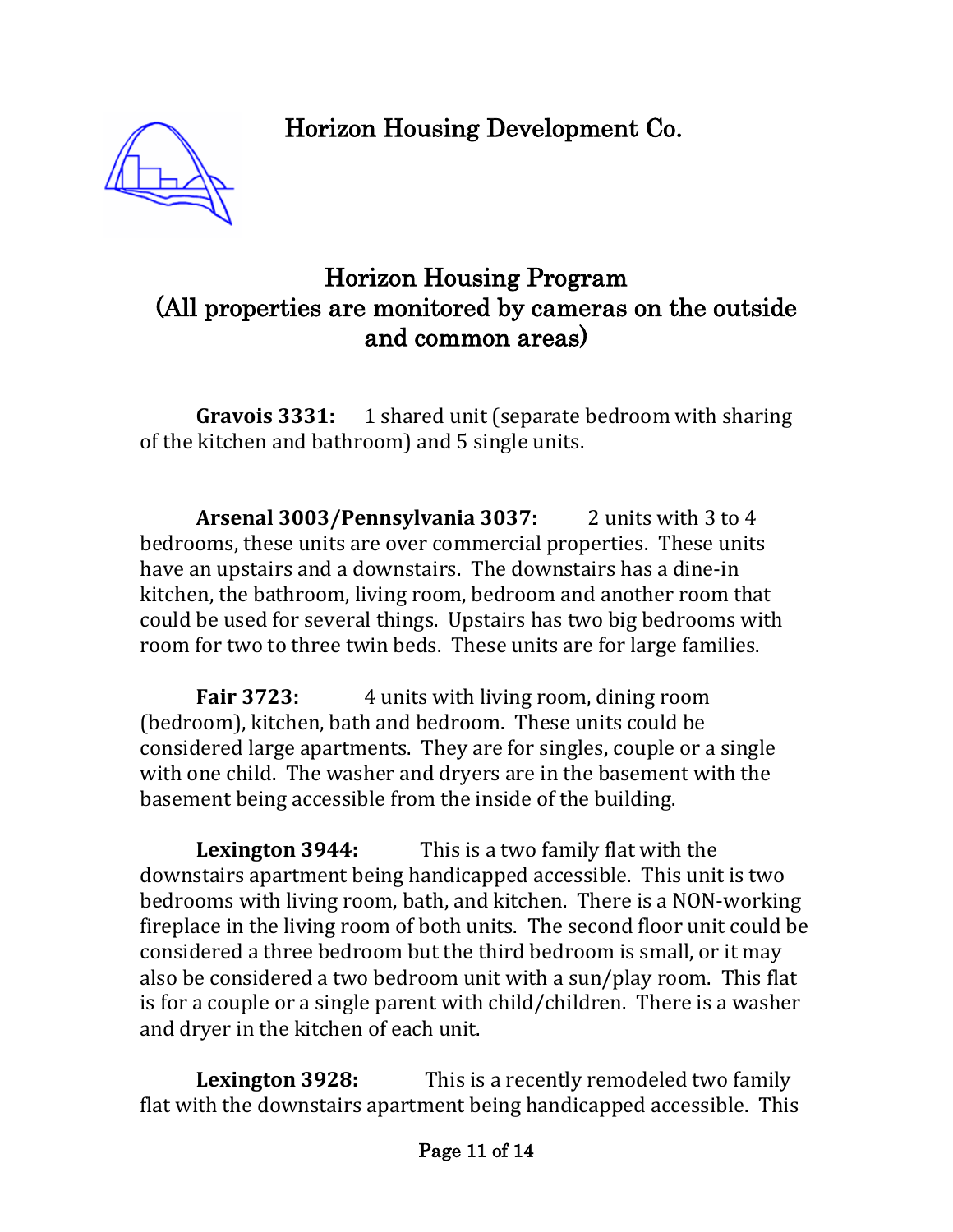# Horizon Housing Development Co.

## Horizon Housing Program (All properties are monitored by cameras on the outside and common areas)

**Gravois 3331:** 1 shared unit (separate bedroom with sharing of the kitchen and bathroom) and 5 single units.

**Arsenal 3003/Pennsylvania 3037:** 2 units with 3 to 4 bedrooms, these units are over commercial properties. These units have an upstairs and a downstairs. The downstairs has a dine-in kitchen, the bathroom, living room, bedroom and another room that could be used for several things. Upstairs has two big bedrooms with room for two to three twin beds. These units are for large families.

**Fair 3723:** 4 units with living room, dining room (bedroom), kitchen, bath and bedroom. These units could be considered large apartments. They are for singles, couple or a single with one child. The washer and dryers are in the basement with the basement being accessible from the inside of the building.

**Lexington 3944:** This is a two family flat with the downstairs apartment being handicapped accessible. This unit is two bedrooms with living room, bath, and kitchen. There is a NON-working fireplace in the living room of both units. The second floor unit could be considered a three bedroom but the third bedroom is small, or it may also be considered a two bedroom unit with a sun/play room. This flat is for a couple or a single parent with child/children. There is a washer and dryer in the kitchen of each unit.

**Lexington 3928:** This is a recently remodeled two family flat with the downstairs apartment being handicapped accessible. This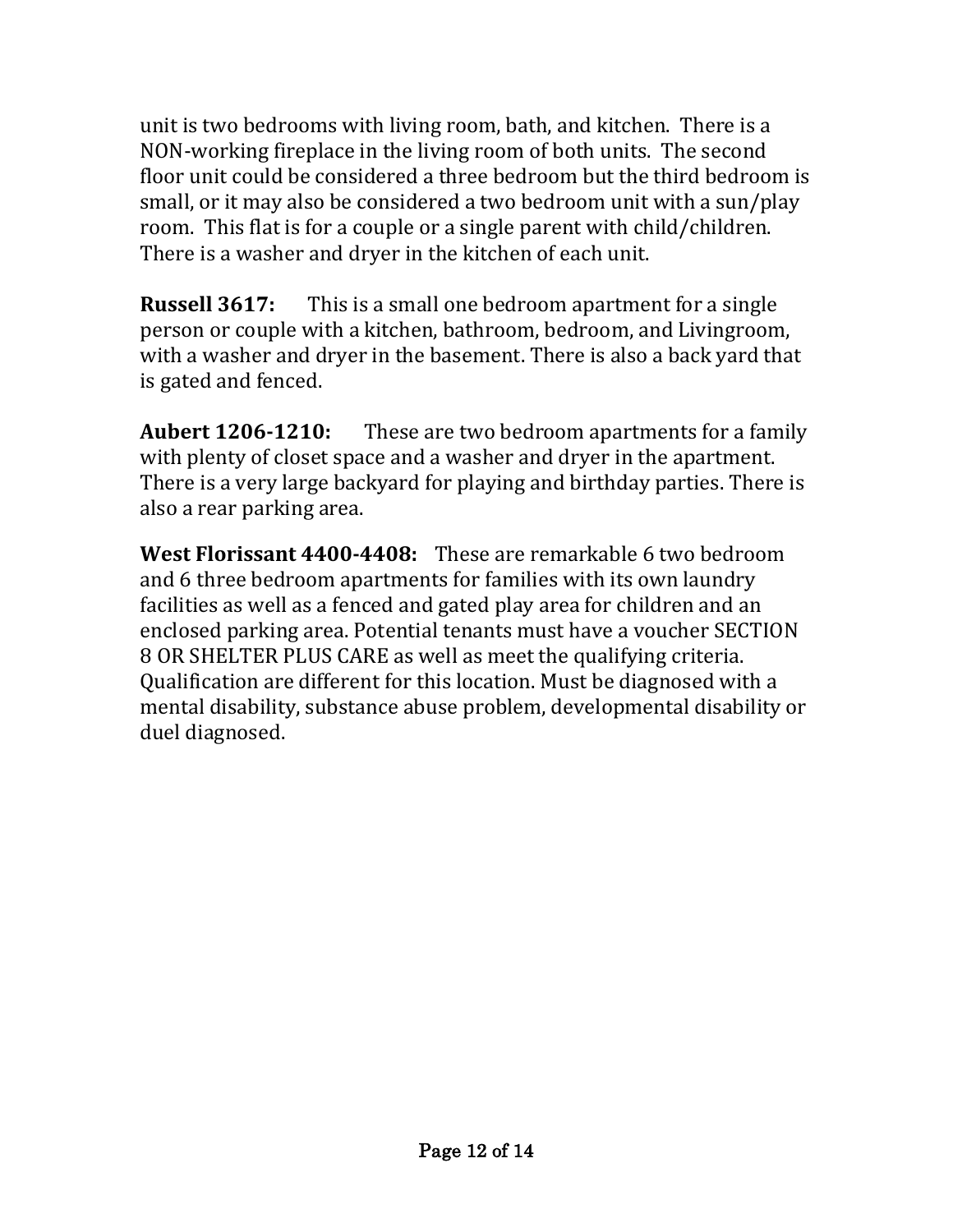unit is two bedrooms with living room, bath, and kitchen. There is a NON-working fireplace in the living room of both units. The second floor unit could be considered a three bedroom but the third bedroom is small, or it may also be considered a two bedroom unit with a sun/play room. This flat is for a couple or a single parent with child/children. There is a washer and dryer in the kitchen of each unit.

**Russell 3617:** This is a small one bedroom apartment for a single person or couple with a kitchen, bathroom, bedroom, and Livingroom, with a washer and dryer in the basement. There is also a back yard that is gated and fenced.

**Aubert 1206-1210:** These are two bedroom apartments for a family with plenty of closet space and a washer and dryer in the apartment. There is a very large backyard for playing and birthday parties. There is also a rear parking area.

**West Florissant 4400-4408:** These are remarkable 6 two bedroom and 6 three bedroom apartments for families with its own laundry facilities as well as a fenced and gated play area for children and an enclosed parking area. Potential tenants must have a voucher SECTION 8 OR SHELTER PLUS CARE as well as meet the qualifying criteria. Qualification are different for this location. Must be diagnosed with a mental disability, substance abuse problem, developmental disability or duel diagnosed.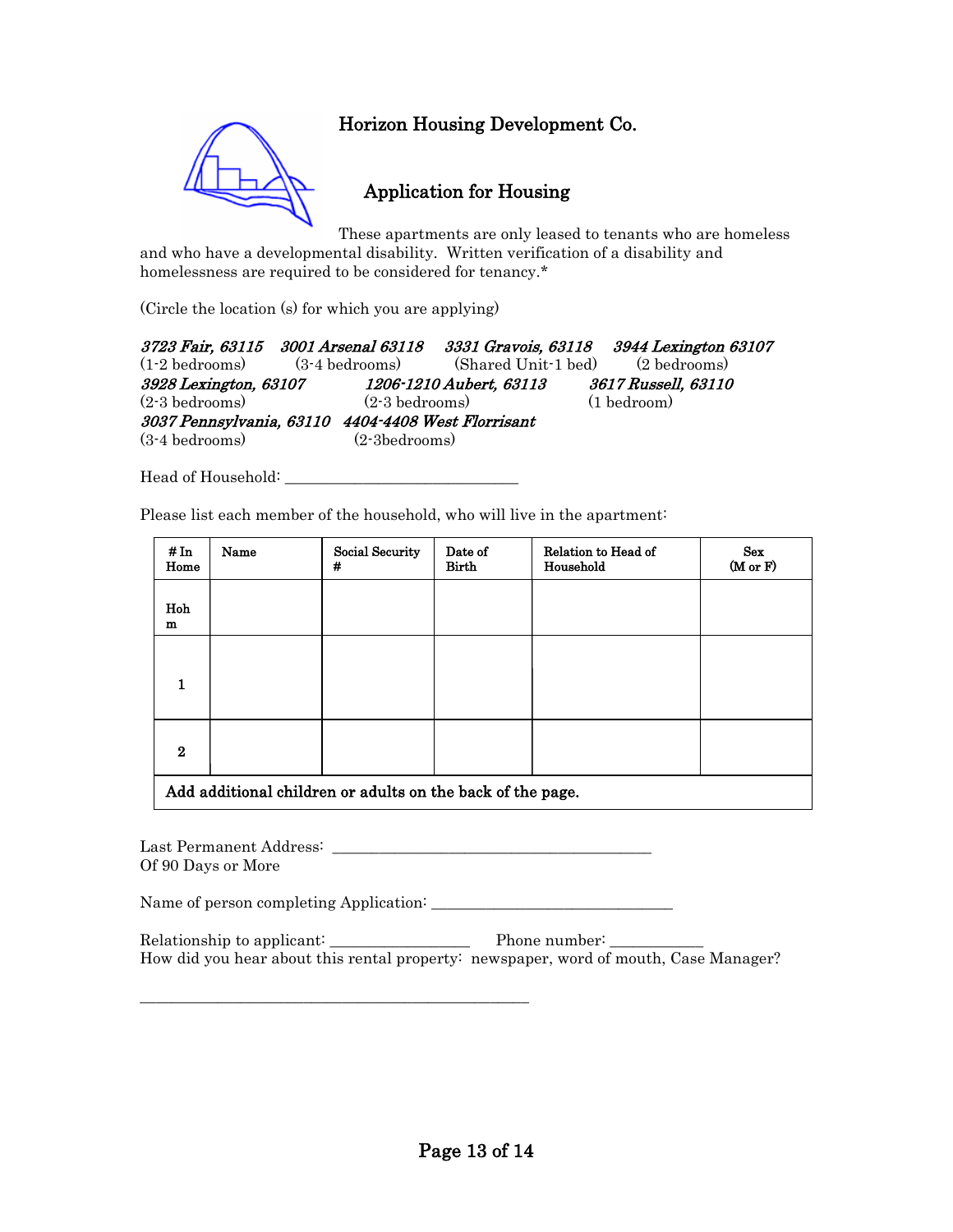# Horizon Housing Development Co.

## Application for Housing

These apartments are only leased to tenants who are homeless and who have a developmental disability. Written verification of a disability and homelessness are required to be considered for tenancy.*

(Circle the location (s) for which you are applying)

***3723 Fair, 63115*** (1-2 bedrooms)
***3001 Arsenal 63118*** (3-4 bedrooms)
***3331 Gravois, 63118*** (Shared Unit-1 bed)
***3944 Lexington 63107*** (2 bedrooms)
***3928 Lexington, 63107*** (2-3 bedrooms)
***1206-1210 Aubert, 63113*** (2-3 bedrooms)
***3617 Russell, 63110*** (1 bedroom)
***3037 Pennsylvania, 63110*** (3-4 bedrooms)
***4404-4408 West Florrisant*** (2-3bedrooms)

Head of Household: ______________________________

Please list each member of the household, who will live in the apartment:

| # In Home | Name | Social Security # | Date of Birth | Relation to Head of Household | Sex (M or F) |
|---|---|---|---|---|---|
| Hoh m | | | | | |
| 1 | | | | | |
| 2 | | | | | |
| **Add additional children or adults on the back of the page.** | | | | | |

Last Permanent Address: ________________________________________
Of 90 Days or More

Name of person completing Application: ______________________________

Relationship to applicant: _________________ Phone number: ___________
How did you hear about this rental property: newspaper, word of mouth, Case Manager?

_________________________________________________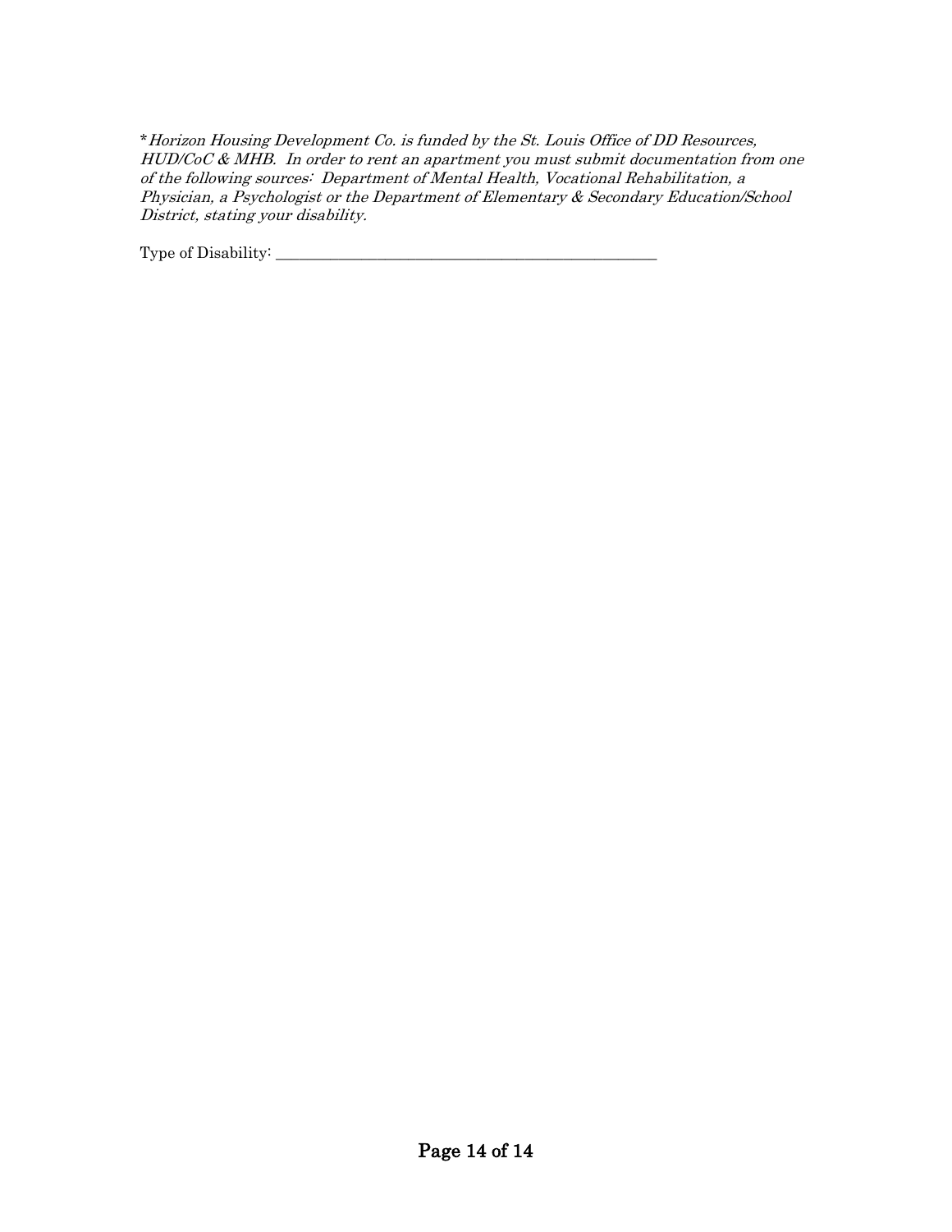**Horizon Housing Development Co. is funded by the St. Louis Office of DD Resources, HUD/CoC & MHB. In order to rent an apartment you must submit documentation from one of the following sources: Department of Mental Health, Vocational Rehabilitation, a Physician, a Psychologist or the Department of Elementary & Secondary Education/School District, stating your disability.*

Type of Disability: ___________________________________________________